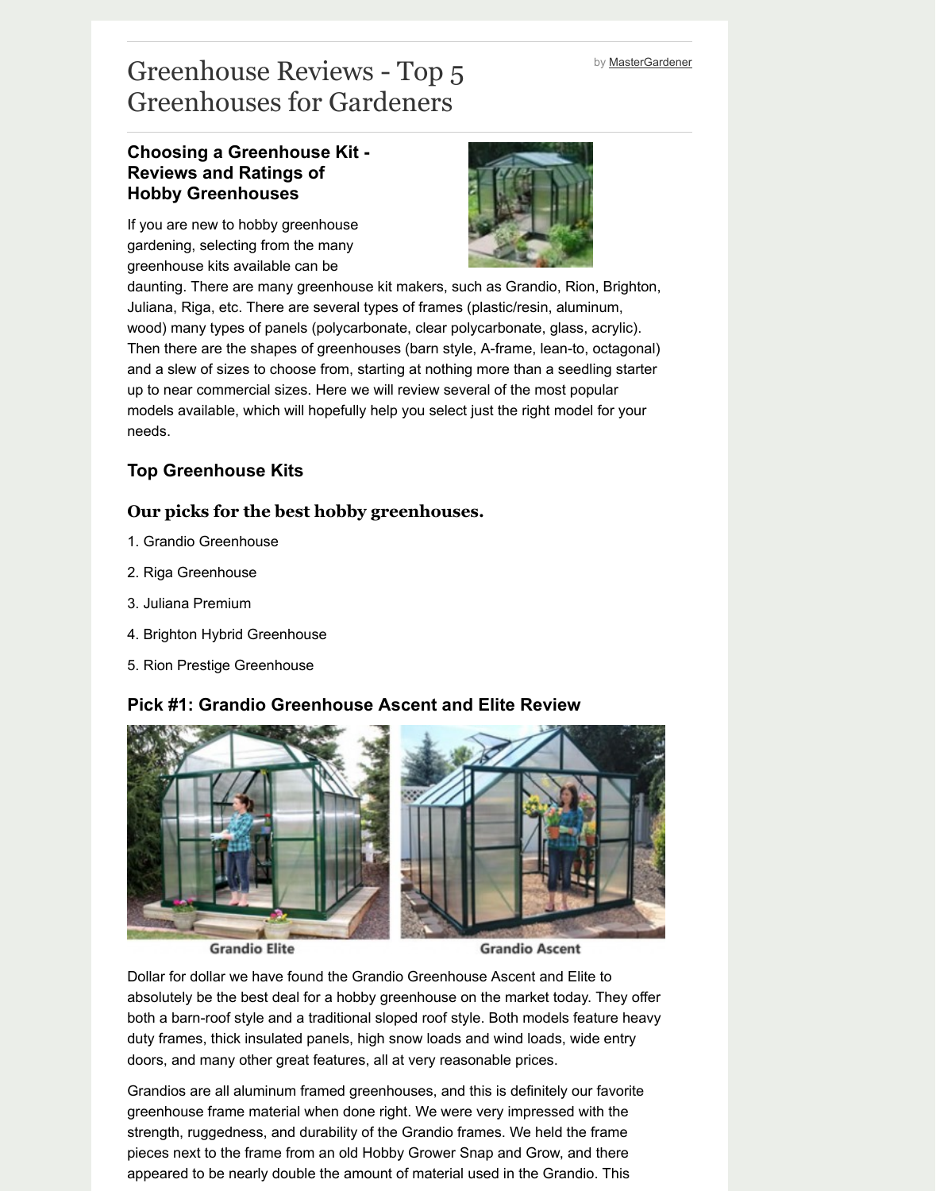# Greenhouse Reviews - Top 5 Greenhouses for Gardeners

by MasterGardener

## Choosing a Greenhouse Kit - Reviews and Ratings of Hobby Greenhouses

If you are new to hobby greenhouse gardening, selecting from the many greenhouse kits available can be daunting. There are many greenhouse kit makers, such as Grandio, Rion, Brighton, Juliana, Riga, etc. There are several types of frames (plastic/resin, aluminum, wood) many types of panels (polycarbonate, clear polycarbonate, glass, acrylic). Then there are the shapes of greenhouses (barn style, A-frame, lean-to, octagonal) and a slew of sizes to choose from, starting at nothing more than a seedling starter up to near commercial sizes. Here we will review several of the most popular models available, which will hopefully help you select just the right model for your needs.

## Top Greenhouse Kits

### Our picks for the best hobby greenhouses.

1. Grandio Greenhouse
2. Riga Greenhouse
3. Juliana Premium
4. Brighton Hybrid Greenhouse
5. Rion Prestige Greenhouse

## Pick #1: Grandio Greenhouse Ascent and Elite Review

Grandio Elite

Grandio Ascent

Dollar for dollar we have found the Grandio Greenhouse Ascent and Elite to absolutely be the best deal for a hobby greenhouse on the market today. They offer both a barn-roof style and a traditional sloped roof style. Both models feature heavy duty frames, thick insulated panels, high snow loads and wind loads, wide entry doors, and many other great features, all at very reasonable prices.

Grandios are all aluminum framed greenhouses, and this is definitely our favorite greenhouse frame material when done right. We were very impressed with the strength, ruggedness, and durability of the Grandio frames. We held the frame pieces next to the frame from an old Hobby Grower Snap and Grow, and there appeared to be nearly double the amount of material used in the Grandio. This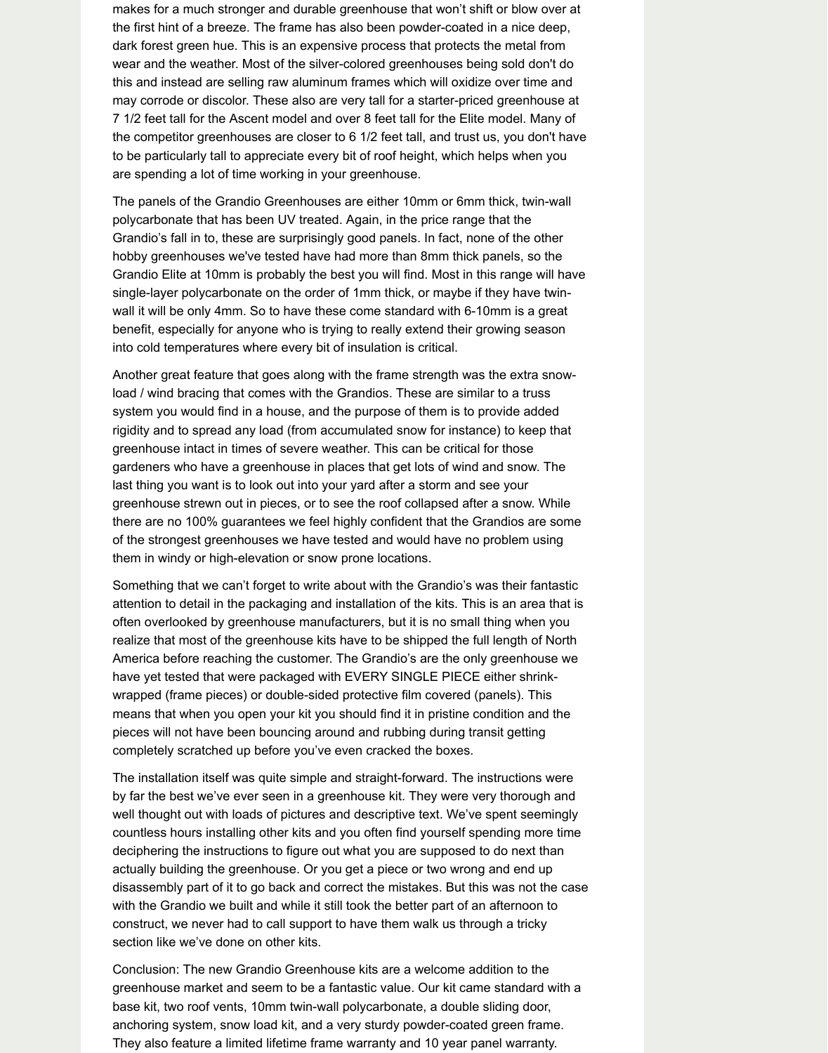makes for a much stronger and durable greenhouse that won't shift or blow over at the first hint of a breeze. The frame has also been powder-coated in a nice deep, dark forest green hue. This is an expensive process that protects the metal from wear and the weather. Most of the silver-colored greenhouses being sold don't do this and instead are selling raw aluminum frames which will oxidize over time and may corrode or discolor. These also are very tall for a starter-priced greenhouse at 7 1/2 feet tall for the Ascent model and over 8 feet tall for the Elite model. Many of the competitor greenhouses are closer to 6 1/2 feet tall, and trust us, you don't have to be particularly tall to appreciate every bit of roof height, which helps when you are spending a lot of time working in your greenhouse.

The panels of the Grandio Greenhouses are either 10mm or 6mm thick, twin-wall polycarbonate that has been UV treated. Again, in the price range that the Grandio's fall in to, these are surprisingly good panels. In fact, none of the other hobby greenhouses we've tested have had more than 8mm thick panels, so the Grandio Elite at 10mm is probably the best you will find. Most in this range will have single-layer polycarbonate on the order of 1mm thick, or maybe if they have twin-wall it will be only 4mm. So to have these come standard with 6-10mm is a great benefit, especially for anyone who is trying to really extend their growing season into cold temperatures where every bit of insulation is critical.

Another great feature that goes along with the frame strength was the extra snow-load / wind bracing that comes with the Grandios. These are similar to a truss system you would find in a house, and the purpose of them is to provide added rigidity and to spread any load (from accumulated snow for instance) to keep that greenhouse intact in times of severe weather. This can be critical for those gardeners who have a greenhouse in places that get lots of wind and snow. The last thing you want is to look out into your yard after a storm and see your greenhouse strewn out in pieces, or to see the roof collapsed after a snow. While there are no 100% guarantees we feel highly confident that the Grandios are some of the strongest greenhouses we have tested and would have no problem using them in windy or high-elevation or snow prone locations.

Something that we can't forget to write about with the Grandio's was their fantastic attention to detail in the packaging and installation of the kits. This is an area that is often overlooked by greenhouse manufacturers, but it is no small thing when you realize that most of the greenhouse kits have to be shipped the full length of North America before reaching the customer. The Grandio's are the only greenhouse we have yet tested that were packaged with EVERY SINGLE PIECE either shrink-wrapped (frame pieces) or double-sided protective film covered (panels). This means that when you open your kit you should find it in pristine condition and the pieces will not have been bouncing around and rubbing during transit getting completely scratched up before you've even cracked the boxes.

The installation itself was quite simple and straight-forward. The instructions were by far the best we've ever seen in a greenhouse kit. They were very thorough and well thought out with loads of pictures and descriptive text. We've spent seemingly countless hours installing other kits and you often find yourself spending more time deciphering the instructions to figure out what you are supposed to do next than actually building the greenhouse. Or you get a piece or two wrong and end up disassembly part of it to go back and correct the mistakes. But this was not the case with the Grandio we built and while it still took the better part of an afternoon to construct, we never had to call support to have them walk us through a tricky section like we've done on other kits.

Conclusion: The new Grandio Greenhouse kits are a welcome addition to the greenhouse market and seem to be a fantastic value. Our kit came standard with a base kit, two roof vents, 10mm twin-wall polycarbonate, a double sliding door, anchoring system, snow load kit, and a very sturdy powder-coated green frame. They also feature a limited lifetime frame warranty and 10 year panel warranty.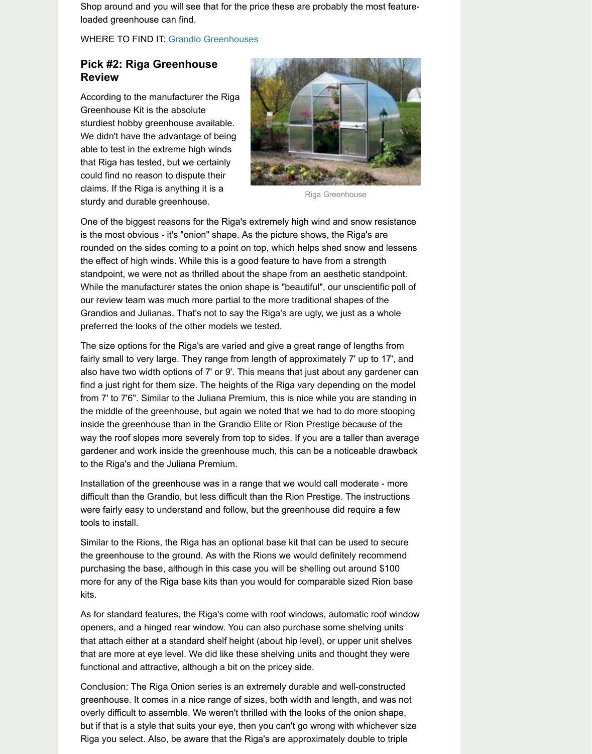Shop around and you will see that for the price these are probably the most feature-loaded greenhouse can find.

WHERE TO FIND IT: Grandio Greenhouses

### Pick #2: Riga Greenhouse Review

According to the manufacturer the Riga Greenhouse Kit is the absolute sturdiest hobby greenhouse available. We didn't have the advantage of being able to test in the extreme high winds that Riga has tested, but we certainly could find no reason to dispute their claims. If the Riga is anything it is a sturdy and durable greenhouse.

Riga Greenhouse

One of the biggest reasons for the Riga's extremely high wind and snow resistance is the most obvious - it's "onion" shape. As the picture shows, the Riga's are rounded on the sides coming to a point on top, which helps shed snow and lessens the effect of high winds. While this is a good feature to have from a strength standpoint, we were not as thrilled about the shape from an aesthetic standpoint. While the manufacturer states the onion shape is "beautiful", our unscientific poll of our review team was much more partial to the more traditional shapes of the Grandios and Julianas. That's not to say the Riga's are ugly, we just as a whole preferred the looks of the other models we tested.

The size options for the Riga's are varied and give a great range of lengths from fairly small to very large. They range from length of approximately 7' up to 17', and also have two width options of 7' or 9'. This means that just about any gardener can find a just right for them size. The heights of the Riga vary depending on the model from 7' to 7'6". Similar to the Juliana Premium, this is nice while you are standing in the middle of the greenhouse, but again we noted that we had to do more stooping inside the greenhouse than in the Grandio Elite or Rion Prestige because of the way the roof slopes more severely from top to sides. If you are a taller than average gardener and work inside the greenhouse much, this can be a noticeable drawback to the Riga's and the Juliana Premium.

Installation of the greenhouse was in a range that we would call moderate - more difficult than the Grandio, but less difficult than the Rion Prestige. The instructions were fairly easy to understand and follow, but the greenhouse did require a few tools to install.

Similar to the Rions, the Riga has an optional base kit that can be used to secure the greenhouse to the ground. As with the Rions we would definitely recommend purchasing the base, although in this case you will be shelling out around $100 more for any of the Riga base kits than you would for comparable sized Rion base kits.

As for standard features, the Riga's come with roof windows, automatic roof window openers, and a hinged rear window. You can also purchase some shelving units that attach either at a standard shelf height (about hip level), or upper unit shelves that are more at eye level. We did like these shelving units and thought they were functional and attractive, although a bit on the pricey side.

Conclusion: The Riga Onion series is an extremely durable and well-constructed greenhouse. It comes in a nice range of sizes, both width and length, and was not overly difficult to assemble. We weren't thrilled with the looks of the onion shape, but if that is a style that suits your eye, then you can't go wrong with whichever size Riga you select. Also, be aware that the Riga's are approximately double to triple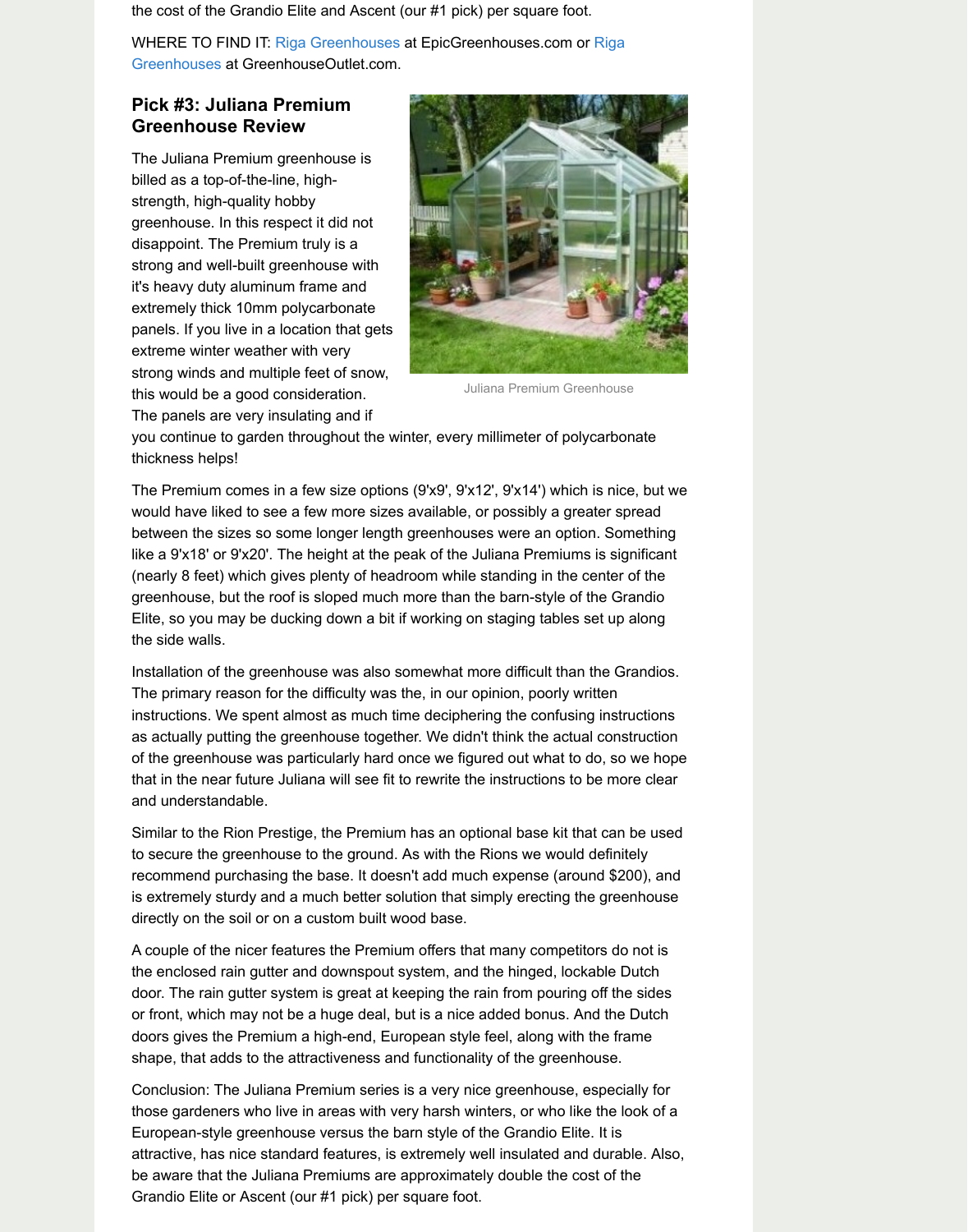the cost of the Grandio Elite and Ascent (our #1 pick) per square foot.

WHERE TO FIND IT: Riga Greenhouses at EpicGreenhouses.com or Riga Greenhouses at GreenhouseOutlet.com.

### Pick #3: Juliana Premium Greenhouse Review

The Juliana Premium greenhouse is billed as a top-of-the-line, high-strength, high-quality hobby greenhouse. In this respect it did not disappoint. The Premium truly is a strong and well-built greenhouse with it's heavy duty aluminum frame and extremely thick 10mm polycarbonate panels. If you live in a location that gets extreme winter weather with very strong winds and multiple feet of snow, this would be a good consideration. The panels are very insulating and if you continue to garden throughout the winter, every millimeter of polycarbonate thickness helps!

Juliana Premium Greenhouse

The Premium comes in a few size options (9'x9', 9'x12', 9'x14') which is nice, but we would have liked to see a few more sizes available, or possibly a greater spread between the sizes so some longer length greenhouses were an option. Something like a 9'x18' or 9'x20'. The height at the peak of the Juliana Premiums is significant (nearly 8 feet) which gives plenty of headroom while standing in the center of the greenhouse, but the roof is sloped much more than the barn-style of the Grandio Elite, so you may be ducking down a bit if working on staging tables set up along the side walls.

Installation of the greenhouse was also somewhat more difficult than the Grandios. The primary reason for the difficulty was the, in our opinion, poorly written instructions. We spent almost as much time deciphering the confusing instructions as actually putting the greenhouse together. We didn't think the actual construction of the greenhouse was particularly hard once we figured out what to do, so we hope that in the near future Juliana will see fit to rewrite the instructions to be more clear and understandable.

Similar to the Rion Prestige, the Premium has an optional base kit that can be used to secure the greenhouse to the ground. As with the Rions we would definitely recommend purchasing the base. It doesn't add much expense (around $200), and is extremely sturdy and a much better solution that simply erecting the greenhouse directly on the soil or on a custom built wood base.

A couple of the nicer features the Premium offers that many competitors do not is the enclosed rain gutter and downspout system, and the hinged, lockable Dutch door. The rain gutter system is great at keeping the rain from pouring off the sides or front, which may not be a huge deal, but is a nice added bonus. And the Dutch doors gives the Premium a high-end, European style feel, along with the frame shape, that adds to the attractiveness and functionality of the greenhouse.

Conclusion: The Juliana Premium series is a very nice greenhouse, especially for those gardeners who live in areas with very harsh winters, or who like the look of a European-style greenhouse versus the barn style of the Grandio Elite. It is attractive, has nice standard features, is extremely well insulated and durable. Also, be aware that the Juliana Premiums are approximately double the cost of the Grandio Elite or Ascent (our #1 pick) per square foot.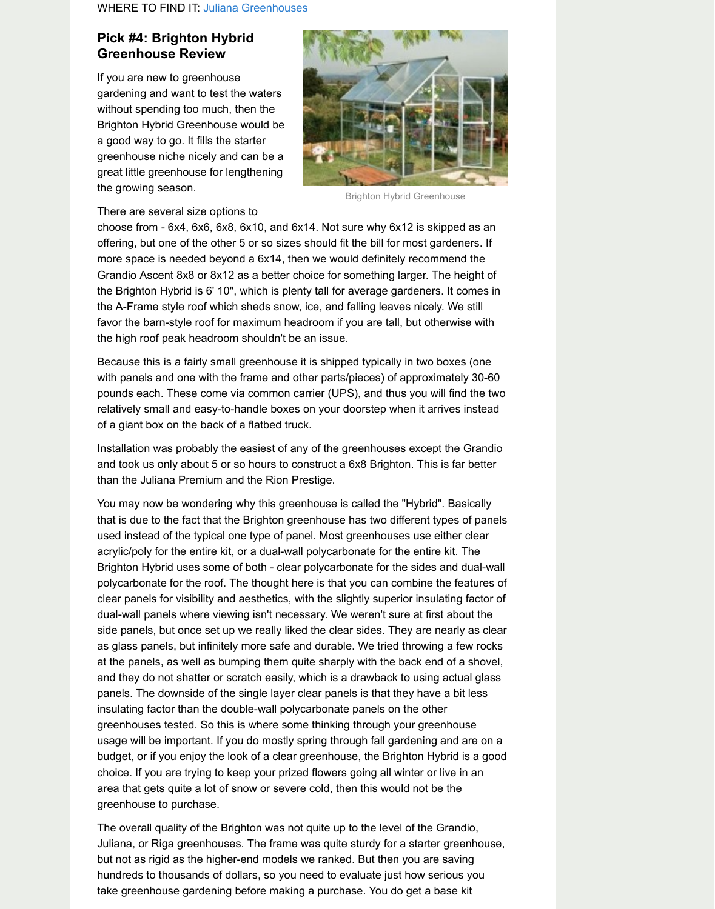WHERE TO FIND IT: Juliana Greenhouses

### Pick #4: Brighton Hybrid Greenhouse Review

If you are new to greenhouse gardening and want to test the waters without spending too much, then the Brighton Hybrid Greenhouse would be a good way to go. It fills the starter greenhouse niche nicely and can be a great little greenhouse for lengthening the growing season.

Brighton Hybrid Greenhouse

There are several size options to choose from - 6x4, 6x6, 6x8, 6x10, and 6x14. Not sure why 6x12 is skipped as an offering, but one of the other 5 or so sizes should fit the bill for most gardeners. If more space is needed beyond a 6x14, then we would definitely recommend the Grandio Ascent 8x8 or 8x12 as a better choice for something larger. The height of the Brighton Hybrid is 6' 10", which is plenty tall for average gardeners. It comes in the A-Frame style roof which sheds snow, ice, and falling leaves nicely. We still favor the barn-style roof for maximum headroom if you are tall, but otherwise with the high roof peak headroom shouldn't be an issue.

Because this is a fairly small greenhouse it is shipped typically in two boxes (one with panels and one with the frame and other parts/pieces) of approximately 30-60 pounds each. These come via common carrier (UPS), and thus you will find the two relatively small and easy-to-handle boxes on your doorstep when it arrives instead of a giant box on the back of a flatbed truck.

Installation was probably the easiest of any of the greenhouses except the Grandio and took us only about 5 or so hours to construct a 6x8 Brighton. This is far better than the Juliana Premium and the Rion Prestige.

You may now be wondering why this greenhouse is called the "Hybrid". Basically that is due to the fact that the Brighton greenhouse has two different types of panels used instead of the typical one type of panel. Most greenhouses use either clear acrylic/poly for the entire kit, or a dual-wall polycarbonate for the entire kit. The Brighton Hybrid uses some of both - clear polycarbonate for the sides and dual-wall polycarbonate for the roof. The thought here is that you can combine the features of clear panels for visibility and aesthetics, with the slightly superior insulating factor of dual-wall panels where viewing isn't necessary. We weren't sure at first about the side panels, but once set up we really liked the clear sides. They are nearly as clear as glass panels, but infinitely more safe and durable. We tried throwing a few rocks at the panels, as well as bumping them quite sharply with the back end of a shovel, and they do not shatter or scratch easily, which is a drawback to using actual glass panels. The downside of the single layer clear panels is that they have a bit less insulating factor than the double-wall polycarbonate panels on the other greenhouses tested. So this is where some thinking through your greenhouse usage will be important. If you do mostly spring through fall gardening and are on a budget, or if you enjoy the look of a clear greenhouse, the Brighton Hybrid is a good choice. If you are trying to keep your prized flowers going all winter or live in an area that gets quite a lot of snow or severe cold, then this would not be the greenhouse to purchase.

The overall quality of the Brighton was not quite up to the level of the Grandio, Juliana, or Riga greenhouses. The frame was quite sturdy for a starter greenhouse, but not as rigid as the higher-end models we ranked. But then you are saving hundreds to thousands of dollars, so you need to evaluate just how serious you take greenhouse gardening before making a purchase. You do get a base kit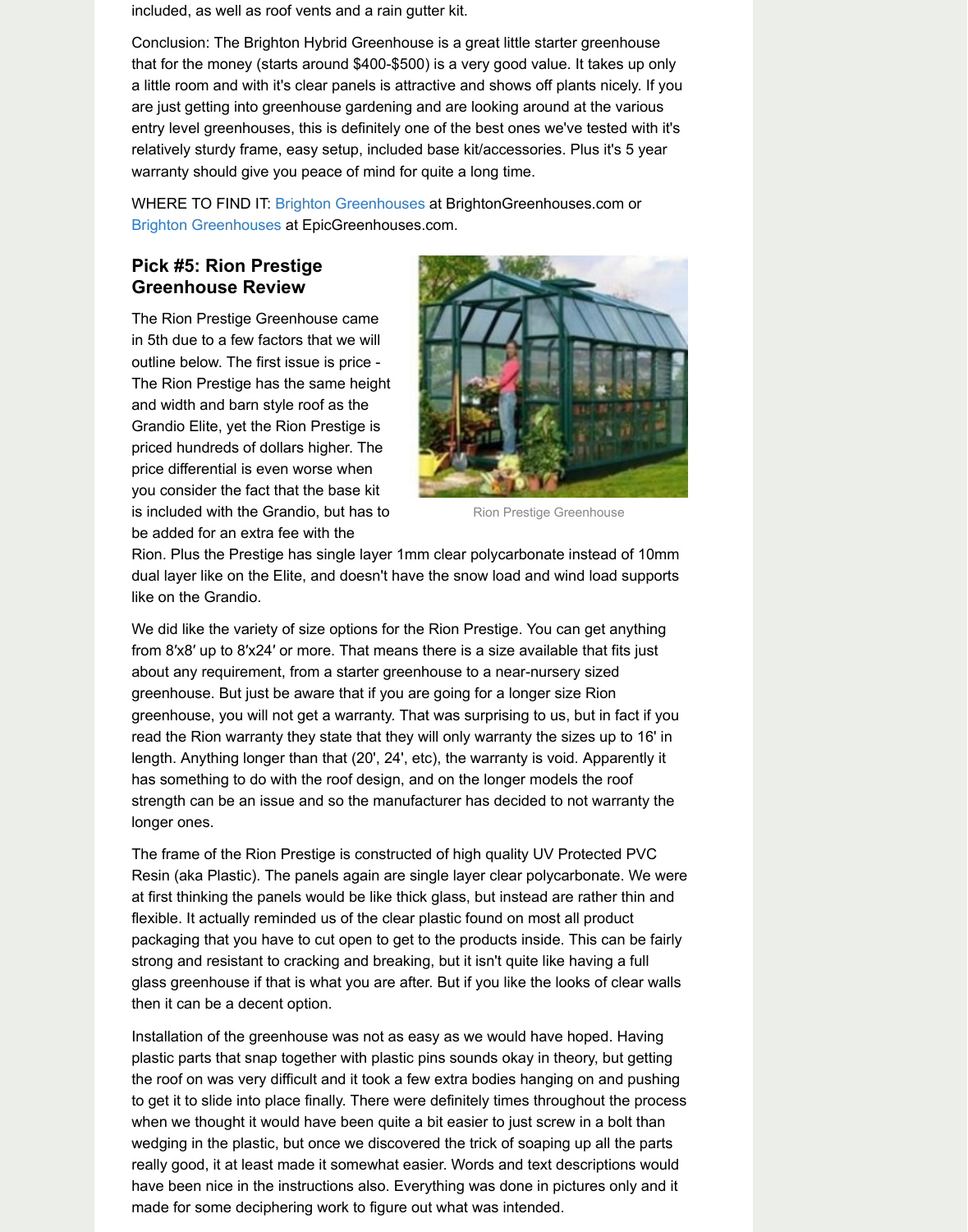included, as well as roof vents and a rain gutter kit.

Conclusion: The Brighton Hybrid Greenhouse is a great little starter greenhouse that for the money (starts around $400-$500) is a very good value. It takes up only a little room and with it's clear panels is attractive and shows off plants nicely. If you are just getting into greenhouse gardening and are looking around at the various entry level greenhouses, this is definitely one of the best ones we've tested with it's relatively sturdy frame, easy setup, included base kit/accessories. Plus it's 5 year warranty should give you peace of mind for quite a long time.

WHERE TO FIND IT: Brighton Greenhouses at BrightonGreenhouses.com or Brighton Greenhouses at EpicGreenhouses.com.

## Pick #5: Rion Prestige Greenhouse Review

Rion Prestige Greenhouse

The Rion Prestige Greenhouse came in 5th due to a few factors that we will outline below. The first issue is price - The Rion Prestige has the same height and width and barn style roof as the Grandio Elite, yet the Rion Prestige is priced hundreds of dollars higher. The price differential is even worse when you consider the fact that the base kit is included with the Grandio, but has to be added for an extra fee with the Rion. Plus the Prestige has single layer 1mm clear polycarbonate instead of 10mm dual layer like on the Elite, and doesn't have the snow load and wind load supports like on the Grandio.

We did like the variety of size options for the Rion Prestige. You can get anything from 8′x8′ up to 8′x24′ or more. That means there is a size available that fits just about any requirement, from a starter greenhouse to a near-nursery sized greenhouse. But just be aware that if you are going for a longer size Rion greenhouse, you will not get a warranty. That was surprising to us, but in fact if you read the Rion warranty they state that they will only warranty the sizes up to 16' in length. Anything longer than that (20', 24', etc), the warranty is void. Apparently it has something to do with the roof design, and on the longer models the roof strength can be an issue and so the manufacturer has decided to not warranty the longer ones.

The frame of the Rion Prestige is constructed of high quality UV Protected PVC Resin (aka Plastic). The panels again are single layer clear polycarbonate. We were at first thinking the panels would be like thick glass, but instead are rather thin and flexible. It actually reminded us of the clear plastic found on most all product packaging that you have to cut open to get to the products inside. This can be fairly strong and resistant to cracking and breaking, but it isn't quite like having a full glass greenhouse if that is what you are after. But if you like the looks of clear walls then it can be a decent option.

Installation of the greenhouse was not as easy as we would have hoped. Having plastic parts that snap together with plastic pins sounds okay in theory, but getting the roof on was very difficult and it took a few extra bodies hanging on and pushing to get it to slide into place finally. There were definitely times throughout the process when we thought it would have been quite a bit easier to just screw in a bolt than wedging in the plastic, but once we discovered the trick of soaping up all the parts really good, it at least made it somewhat easier. Words and text descriptions would have been nice in the instructions also. Everything was done in pictures only and it made for some deciphering work to figure out what was intended.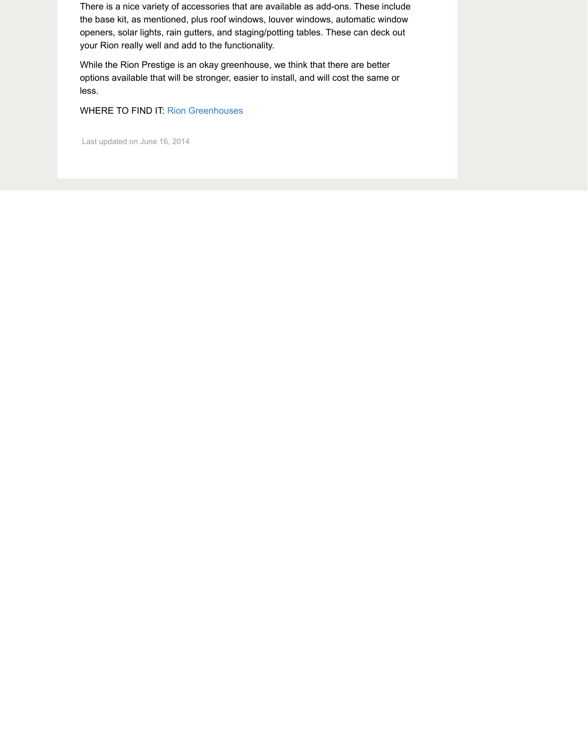There is a nice variety of accessories that are available as add-ons. These include the base kit, as mentioned, plus roof windows, louver windows, automatic window openers, solar lights, rain gutters, and staging/potting tables. These can deck out your Rion really well and add to the functionality.

While the Rion Prestige is an okay greenhouse, we think that there are better options available that will be stronger, easier to install, and will cost the same or less.

WHERE TO FIND IT: Rion Greenhouses

Last updated on June 16, 2014